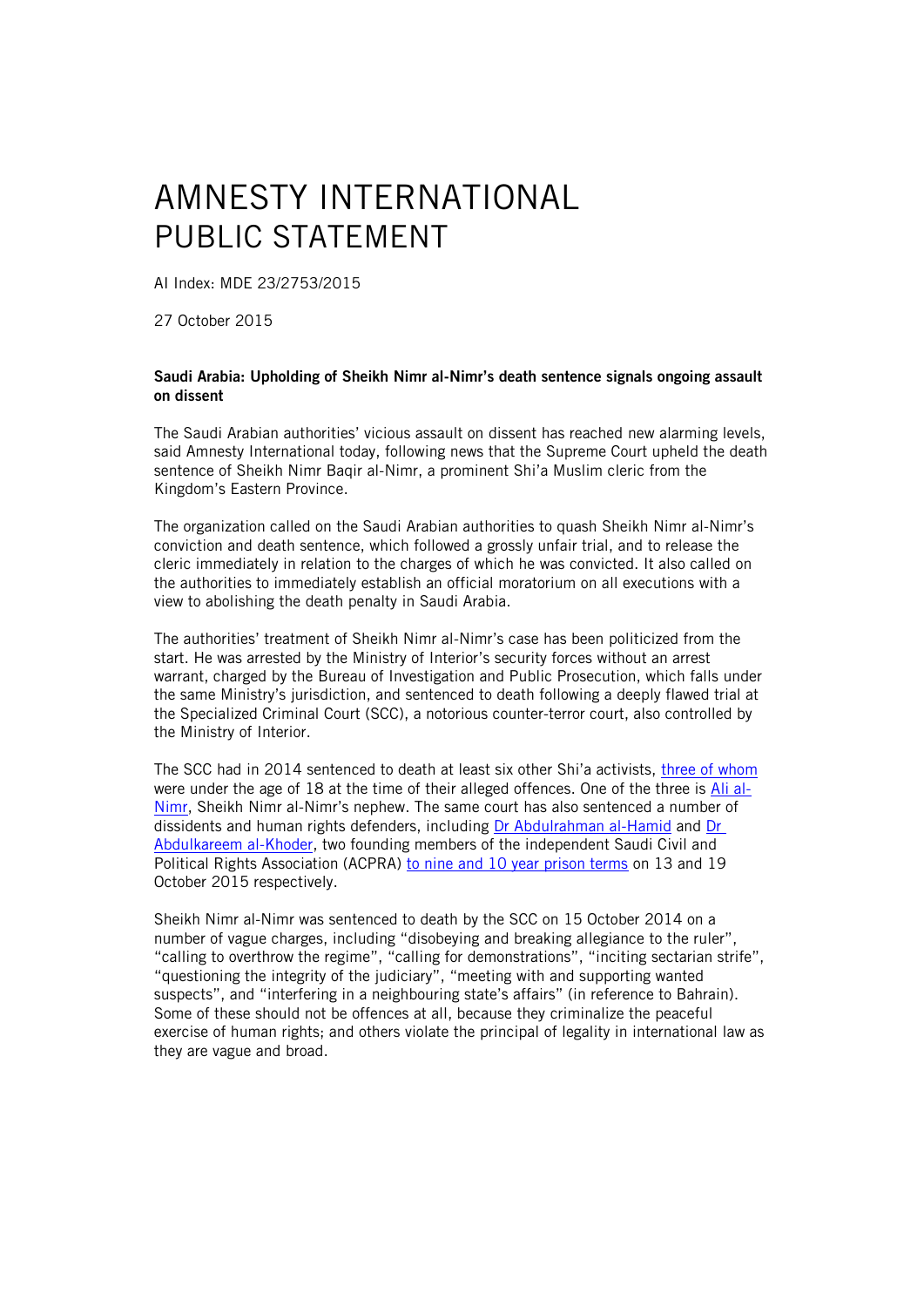# AMNESTY INTERNATIONAL PUBLIC STATEMENT

AI Index: MDE 23/2753/2015

27 October 2015

**Saudi Arabia: Upholding of Sheikh Nimr al-Nimr's death sentence signals ongoing assault on dissent**

The Saudi Arabian authorities' vicious assault on dissent has reached new alarming levels, said Amnesty International today, following news that the Supreme Court upheld the death sentence of Sheikh Nimr Baqir al-Nimr, a prominent Shi'a Muslim cleric from the Kingdom's Eastern Province.

The organization called on the Saudi Arabian authorities to quash Sheikh Nimr al-Nimr's conviction and death sentence, which followed a grossly unfair trial, and to release the cleric immediately in relation to the charges of which he was convicted. It also called on the authorities to immediately establish an official moratorium on all executions with a view to abolishing the death penalty in Saudi Arabia.

The authorities' treatment of Sheikh Nimr al-Nimr's case has been politicized from the start. He was arrested by the Ministry of Interior's security forces without an arrest warrant, charged by the Bureau of Investigation and Public Prosecution, which falls under the same Ministry's jurisdiction, and sentenced to death following a deeply flawed trial at the Specialized Criminal Court (SCC), a notorious counter-terror court, also controlled by the Ministry of Interior.

The SCC had in 2014 sentenced to death at least six other Shi'a activists, three of whom were under the age of 18 at the time of their alleged offences. One of the three is Ali al-Nimr, Sheikh Nimr al-Nimr's nephew. The same court has also sentenced a number of dissidents and human rights defenders, including Dr Abdulrahman al-Hamid and Dr Abdulkareem al-Khoder, two founding members of the independent Saudi Civil and Political Rights Association (ACPRA) to nine and 10 year prison terms on 13 and 19 October 2015 respectively.

Sheikh Nimr al-Nimr was sentenced to death by the SCC on 15 October 2014 on a number of vague charges, including "disobeying and breaking allegiance to the ruler", "calling to overthrow the regime", "calling for demonstrations", "inciting sectarian strife", "questioning the integrity of the judiciary", "meeting with and supporting wanted suspects", and "interfering in a neighbouring state's affairs" (in reference to Bahrain). Some of these should not be offences at all, because they criminalize the peaceful exercise of human rights; and others violate the principal of legality in international law as they are vague and broad.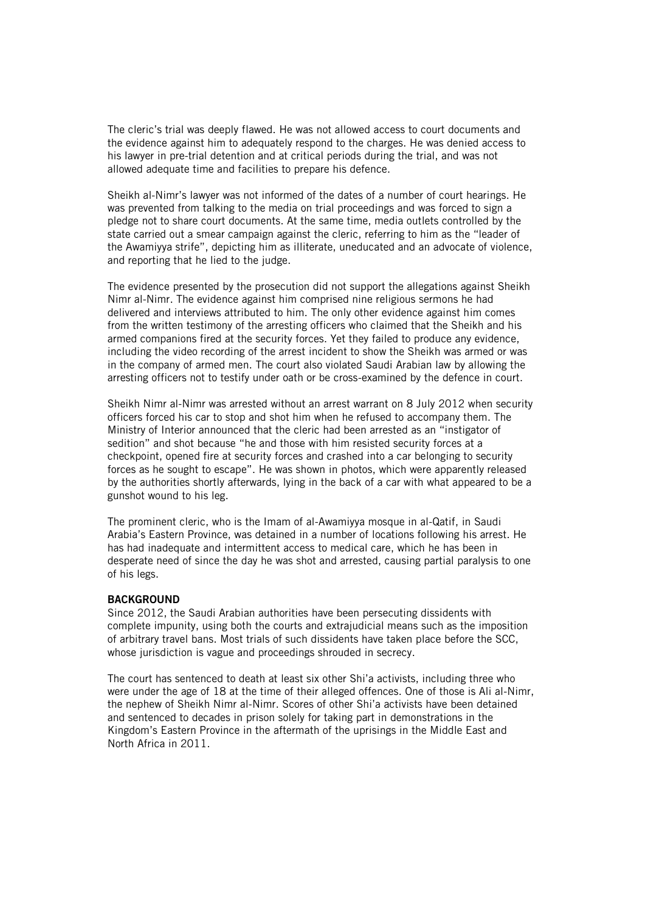The cleric's trial was deeply flawed. He was not allowed access to court documents and the evidence against him to adequately respond to the charges. He was denied access to his lawyer in pre-trial detention and at critical periods during the trial, and was not allowed adequate time and facilities to prepare his defence.

Sheikh al-Nimr's lawyer was not informed of the dates of a number of court hearings. He was prevented from talking to the media on trial proceedings and was forced to sign a pledge not to share court documents. At the same time, media outlets controlled by the state carried out a smear campaign against the cleric, referring to him as the "leader of the Awamiyya strife", depicting him as illiterate, uneducated and an advocate of violence, and reporting that he lied to the judge.

The evidence presented by the prosecution did not support the allegations against Sheikh Nimr al-Nimr. The evidence against him comprised nine religious sermons he had delivered and interviews attributed to him. The only other evidence against him comes from the written testimony of the arresting officers who claimed that the Sheikh and his armed companions fired at the security forces. Yet they failed to produce any evidence, including the video recording of the arrest incident to show the Sheikh was armed or was in the company of armed men. The court also violated Saudi Arabian law by allowing the arresting officers not to testify under oath or be cross-examined by the defence in court.

Sheikh Nimr al-Nimr was arrested without an arrest warrant on 8 July 2012 when security officers forced his car to stop and shot him when he refused to accompany them. The Ministry of Interior announced that the cleric had been arrested as an "instigator of sedition" and shot because "he and those with him resisted security forces at a checkpoint, opened fire at security forces and crashed into a car belonging to security forces as he sought to escape". He was shown in photos, which were apparently released by the authorities shortly afterwards, lying in the back of a car with what appeared to be a gunshot wound to his leg.

The prominent cleric, who is the Imam of al-Awamiyya mosque in al-Qatif, in Saudi Arabia's Eastern Province, was detained in a number of locations following his arrest. He has had inadequate and intermittent access to medical care, which he has been in desperate need of since the day he was shot and arrested, causing partial paralysis to one of his legs.

**BACKGROUND**

Since 2012, the Saudi Arabian authorities have been persecuting dissidents with complete impunity, using both the courts and extrajudicial means such as the imposition of arbitrary travel bans. Most trials of such dissidents have taken place before the SCC, whose jurisdiction is vague and proceedings shrouded in secrecy.

The court has sentenced to death at least six other Shi'a activists, including three who were under the age of 18 at the time of their alleged offences. One of those is Ali al-Nimr, the nephew of Sheikh Nimr al-Nimr. Scores of other Shi'a activists have been detained and sentenced to decades in prison solely for taking part in demonstrations in the Kingdom's Eastern Province in the aftermath of the uprisings in the Middle East and North Africa in 2011.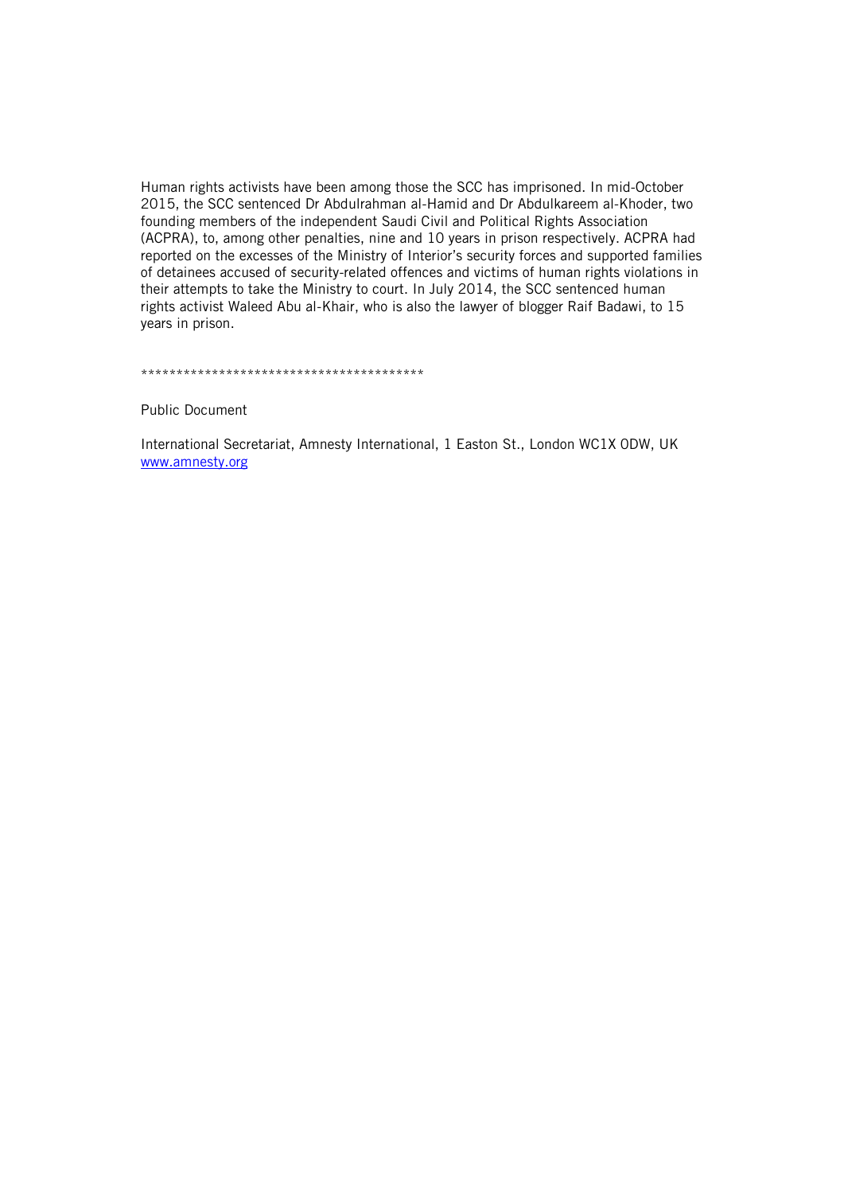Human rights activists have been among those the SCC has imprisoned. In mid-October 2015, the SCC sentenced Dr Abdulrahman al-Hamid and Dr Abdulkareem al-Khoder, two founding members of the independent Saudi Civil and Political Rights Association (ACPRA), to, among other penalties, nine and 10 years in prison respectively. ACPRA had reported on the excesses of the Ministry of Interior's security forces and supported families of detainees accused of security-related offences and victims of human rights violations in their attempts to take the Ministry to court. In July 2014, the SCC sentenced human rights activist Waleed Abu al-Khair, who is also the lawyer of blogger Raif Badawi, to 15 years in prison.

****************************************

Public Document

International Secretariat, Amnesty International, 1 Easton St., London WC1X 0DW, UK
www.amnesty.org